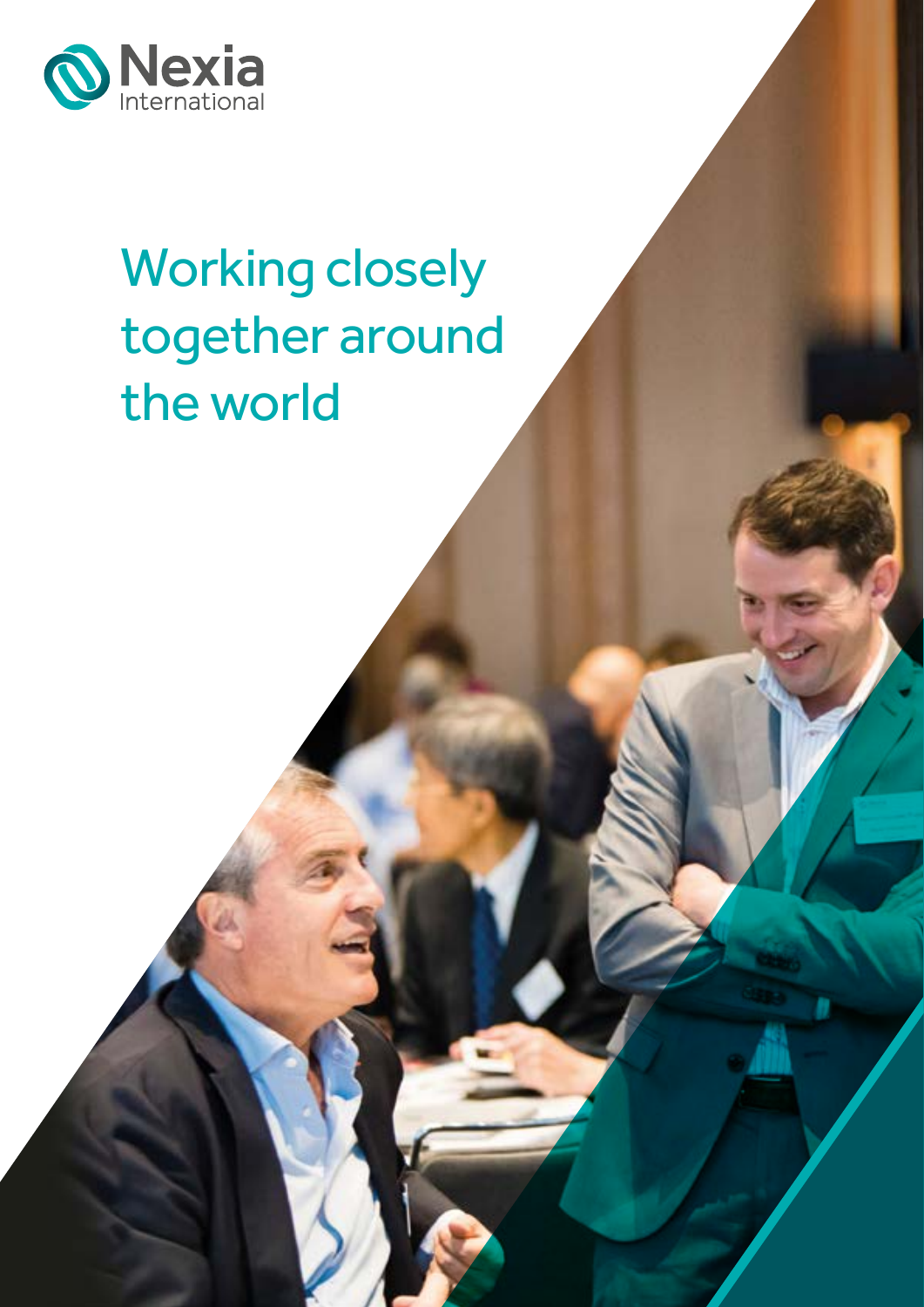Nexia International

# Working closely together around the world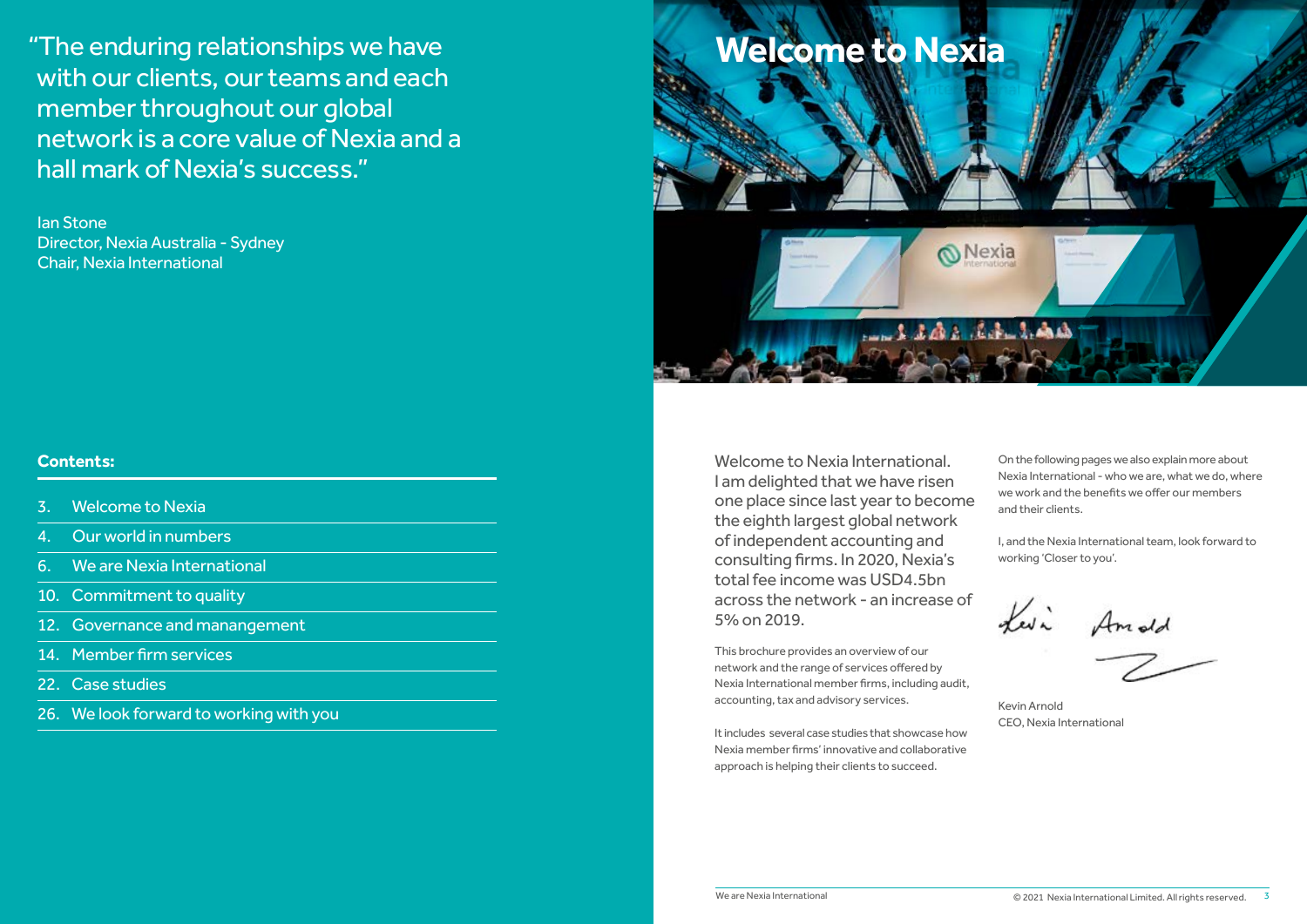"The enduring relationships we have with our clients, our teams and each member throughout our global network is a core value of Nexia and a hall mark of Nexia's success."

Ian Stone
Director, Nexia Australia - Sydney
Chair, Nexia International

**Contents:**

- 3. Welcome to Nexia
- 4. Our world in numbers
- 6. We are Nexia International
- 10. Commitment to quality
- 12. Governance and manangement
- 14. Member firm services
- 22. Case studies
- 26. We look forward to working with you

# Welcome to Nexia

Welcome to Nexia International. I am delighted that we have risen one place since last year to become the eighth largest global network of independent accounting and consulting firms. In 2020, Nexia's total fee income was USD4.5bn across the network - an increase of 5% on 2019.

This brochure provides an overview of our network and the range of services offered by Nexia International member firms, including audit, accounting, tax and advisory services.

It includes several case studies that showcase how Nexia member firms' innovative and collaborative approach is helping their clients to succeed.

On the following pages we also explain more about Nexia International - who we are, what we do, where we work and the benefits we offer our members and their clients.

I, and the Nexia International team, look forward to working 'Closer to you'.

Kevin Arnold
CEO, Nexia International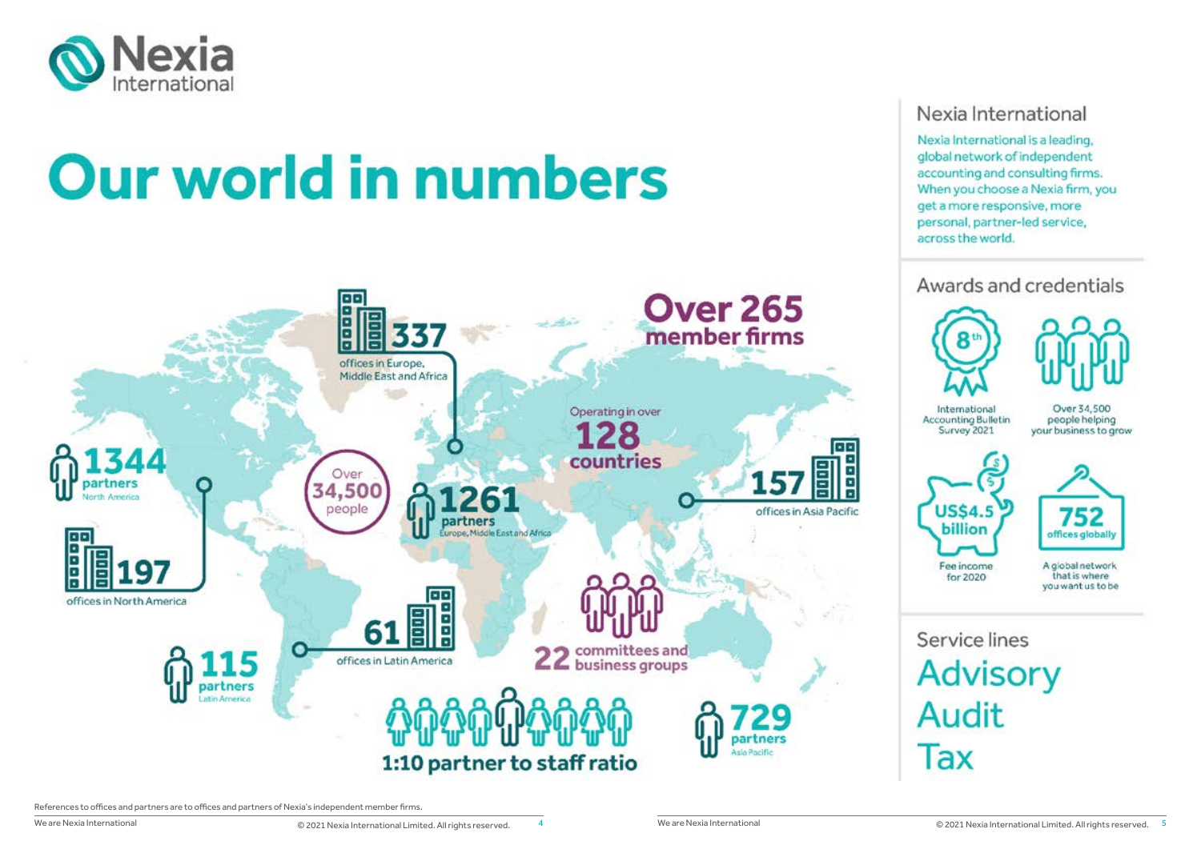# Our world in numbers

**Over 265** member firms

**337** offices in Europe, Middle East and Africa

Operating in over **128** countries

**1344** partners North America

Over **34,500** people

**1261** partners Europe, Middle East and Africa

**157** offices in Asia Pacific

**197** offices in North America

**61** offices in Latin America

**22** committees and business groups

**115** partners Latin America

**1:10 partner to staff ratio**

**729** partners Asia Pacific

References to offices and partners are to offices and partners of Nexia's independent member firms.

## Nexia International

Nexia International is a leading, global network of independent accounting and consulting firms. When you choose a Nexia firm, you get a more responsive, more personal, partner-led service, across the world.

## Awards and credentials

- 8th — International Accounting Bulletin Survey 2021
- Over 34,500 people helping your business to grow
- US$4.5 billion — Fee income for 2020
- 752 offices globally — A global network that is where you want us to be

## Service lines

Advisory

Audit

Tax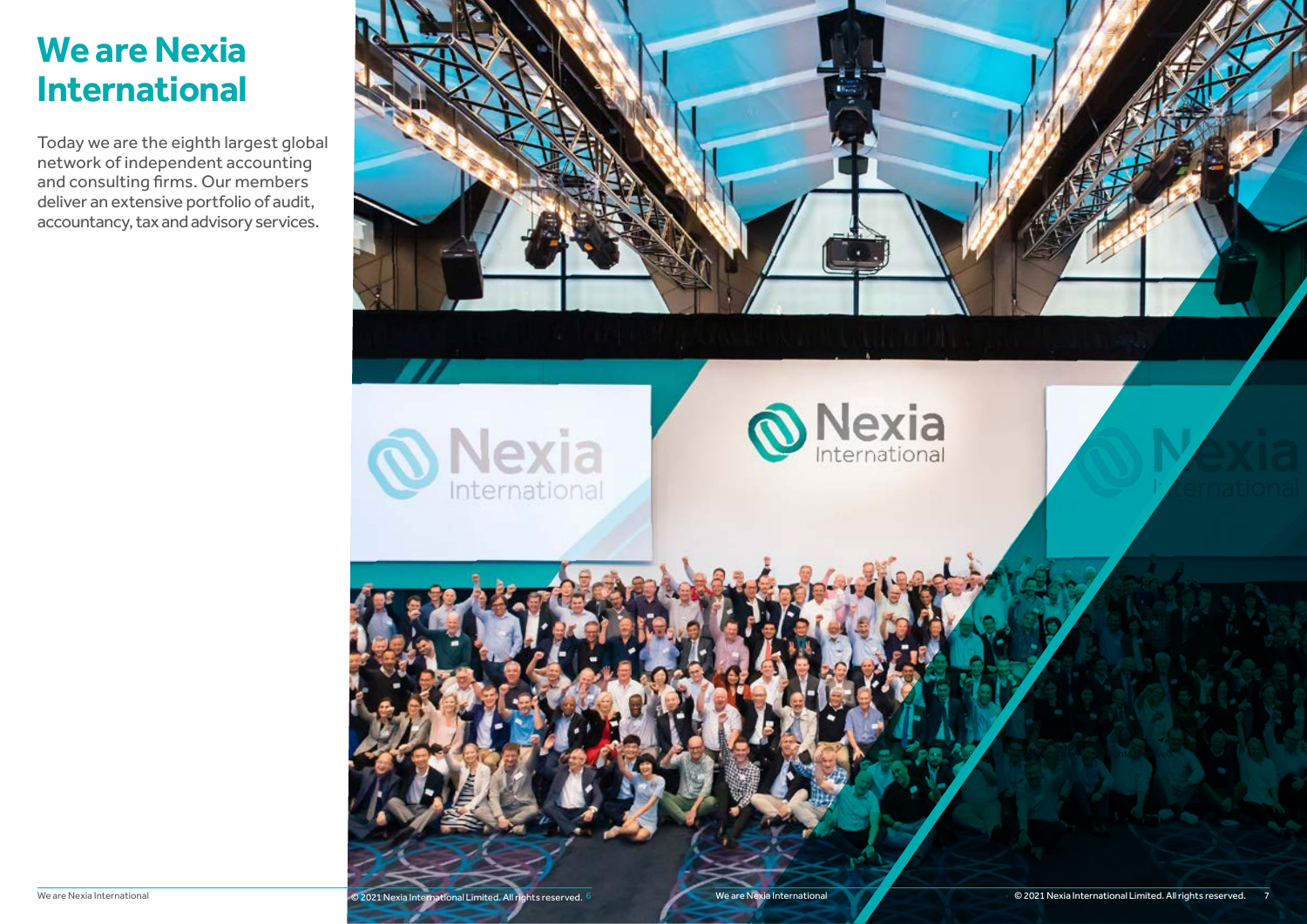# We are Nexia International

Today we are the eighth largest global network of independent accounting and consulting firms. Our members deliver an extensive portfolio of audit, accountancy, tax and advisory services.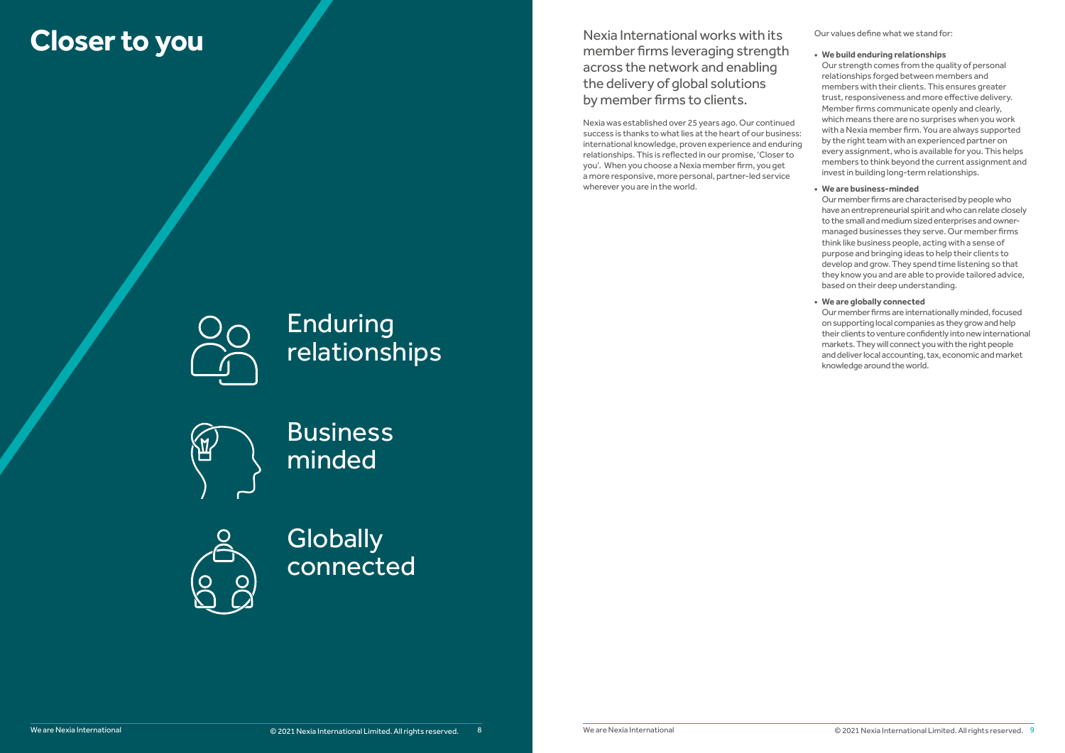# Closer to you

Enduring relationships

Business minded

Globally connected

Nexia International works with its member firms leveraging strength across the network and enabling the delivery of global solutions by member firms to clients.

Nexia was established over 25 years ago. Our continued success is thanks to what lies at the heart of our business: international knowledge, proven experience and enduring relationships. This is reflected in our promise, 'Closer to you'. When you choose a Nexia member firm, you get a more responsive, more personal, partner-led service wherever you are in the world.

Our values define what we stand for:

- **We build enduring relationships**
  Our strength comes from the quality of personal relationships forged between members and members with their clients. This ensures greater trust, responsiveness and more effective delivery. Member firms communicate openly and clearly, which means there are no surprises when you work with a Nexia member firm. You are always supported by the right team with an experienced partner on every assignment, who is available for you. This helps members to think beyond the current assignment and invest in building long-term relationships.
- **We are business-minded**
  Our member firms are characterised by people who have an entrepreneurial spirit and who can relate closely to the small and medium sized enterprises and owner-managed businesses they serve. Our member firms think like business people, acting with a sense of purpose and bringing ideas to help their clients to develop and grow. They spend time listening so that they know you and are able to provide tailored advice, based on their deep understanding.
- **We are globally connected**
  Our member firms are internationally minded, focused on supporting local companies as they grow and help their clients to venture confidently into new international markets. They will connect you with the right people and deliver local accounting, tax, economic and market knowledge around the world.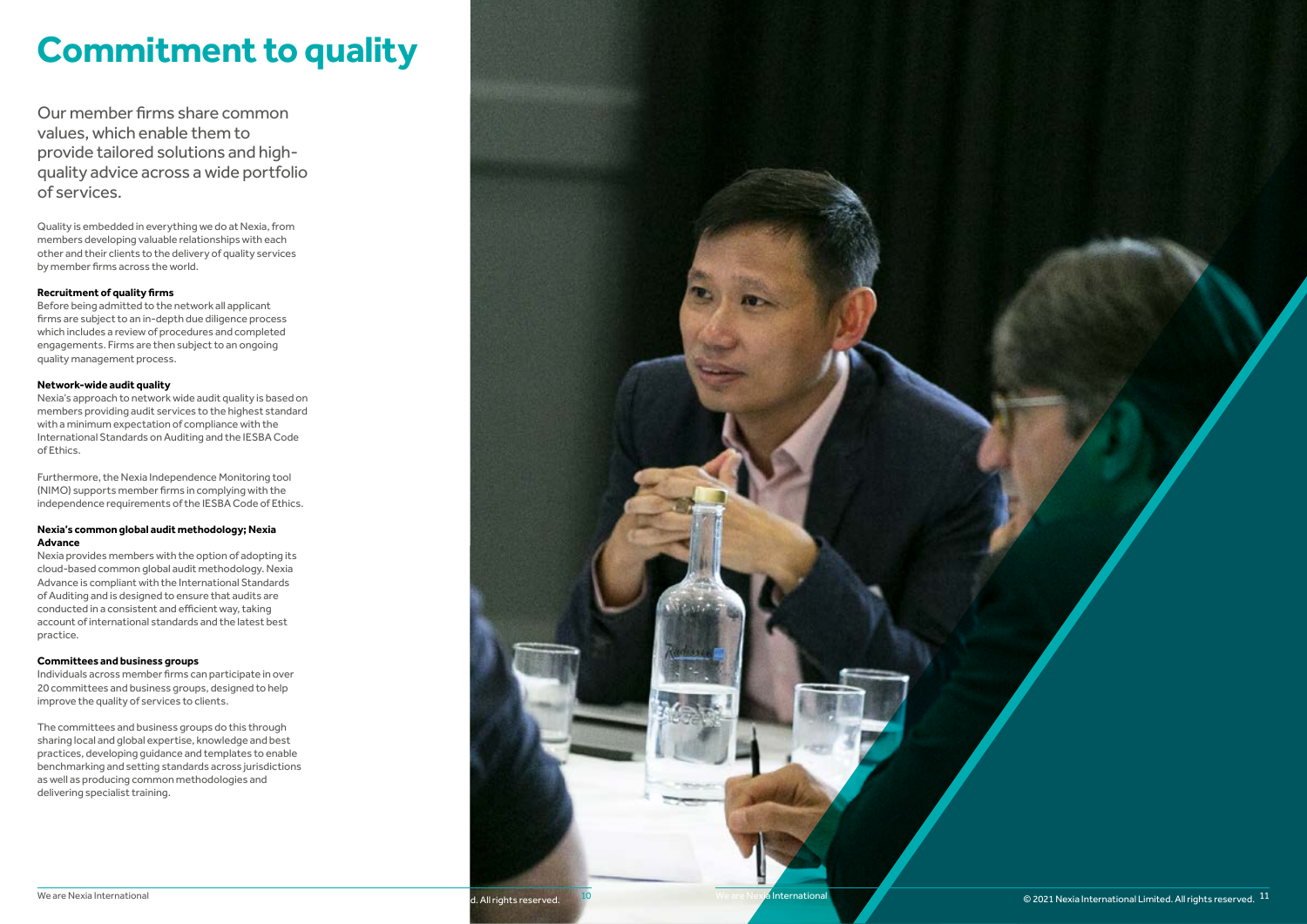# Commitment to quality

Our member firms share common values, which enable them to provide tailored solutions and high-quality advice across a wide portfolio of services.

Quality is embedded in everything we do at Nexia, from members developing valuable relationships with each other and their clients to the delivery of quality services by member firms across the world.

**Recruitment of quality firms**
Before being admitted to the network all applicant firms are subject to an in-depth due diligence process which includes a review of procedures and completed engagements. Firms are then subject to an ongoing quality management process.

**Network-wide audit quality**
Nexia's approach to network wide audit quality is based on members providing audit services to the highest standard with a minimum expectation of compliance with the International Standards on Auditing and the IESBA Code of Ethics.

Furthermore, the Nexia Independence Monitoring tool (NIMO) supports member firms in complying with the independence requirements of the IESBA Code of Ethics.

**Nexia's common global audit methodology; Nexia Advance**
Nexia provides members with the option of adopting its cloud-based common global audit methodology. Nexia Advance is compliant with the International Standards of Auditing and is designed to ensure that audits are conducted in a consistent and efficient way, taking account of international standards and the latest best practice.

**Committees and business groups**
Individuals across member firms can participate in over 20 committees and business groups, designed to help improve the quality of services to clients.

The committees and business groups do this through sharing local and global expertise, knowledge and best practices, developing guidance and templates to enable benchmarking and setting standards across jurisdictions as well as producing common methodologies and delivering specialist training.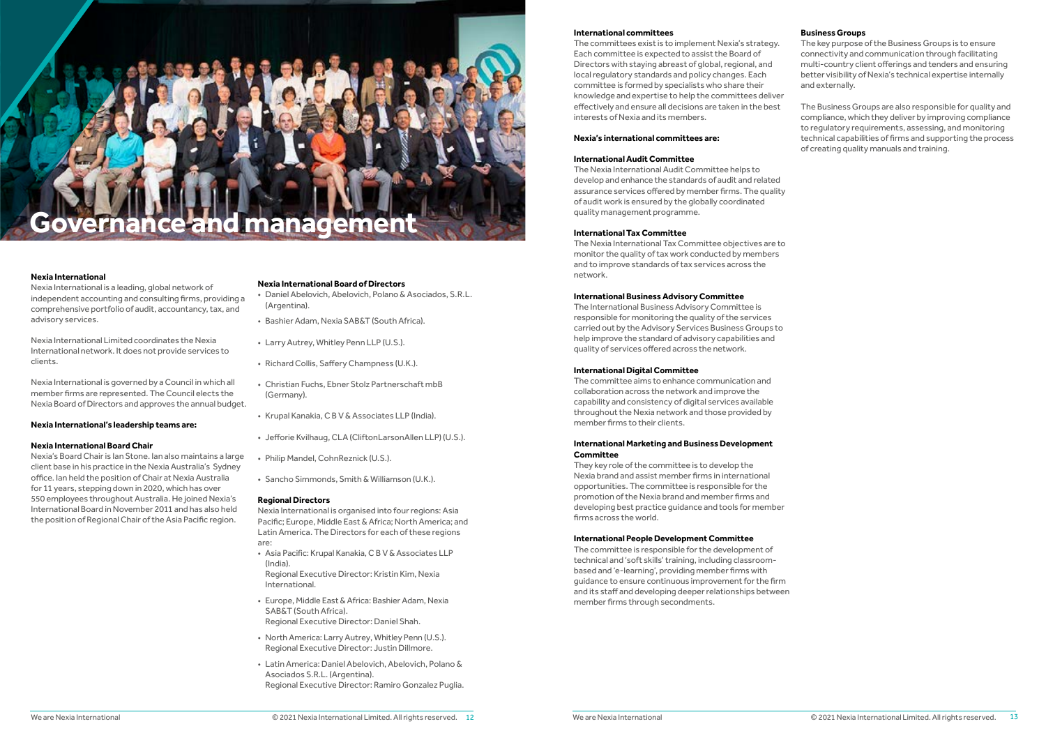# Governance and management

## Nexia International

Nexia International is a leading, global network of independent accounting and consulting firms, providing a comprehensive portfolio of audit, accountancy, tax, and advisory services.

Nexia International Limited coordinates the Nexia International network. It does not provide services to clients.

Nexia International is governed by a Council in which all member firms are represented. The Council elects the Nexia Board of Directors and approves the annual budget.

**Nexia International's leadership teams are:**

### Nexia International Board Chair

Nexia's Board Chair is Ian Stone. Ian also maintains a large client base in his practice in the Nexia Australia's Sydney office. Ian held the position of Chair at Nexia Australia for 11 years, stepping down in 2020, which has over 550 employees throughout Australia. He joined Nexia's International Board in November 2011 and has also held the position of Regional Chair of the Asia Pacific region.

### Nexia International Board of Directors

- Daniel Abelovich, Abelovich, Polano & Asociados, S.R.L. (Argentina).
- Bashier Adam, Nexia SAB&T (South Africa).
- Larry Autrey, Whitley Penn LLP (U.S.).
- Richard Collis, Saffery Champness (U.K.).
- Christian Fuchs, Ebner Stolz Partnerschaft mbB (Germany).
- Krupal Kanakia, C B V & Associates LLP (India).
- Jefforie Kvilhaug, CLA (CliftonLarsonAllen LLP) (U.S.).
- Philip Mandel, CohnReznick (U.S.).
- Sancho Simmonds, Smith & Williamson (U.K.).

### Regional Directors

Nexia International is organised into four regions: Asia Pacific; Europe, Middle East & Africa; North America; and Latin America. The Directors for each of these regions are:

- Asia Pacific: Krupal Kanakia, C B V & Associates LLP (India).
  Regional Executive Director: Kristin Kim, Nexia International.
- Europe, Middle East & Africa: Bashier Adam, Nexia SAB&T (South Africa).
  Regional Executive Director: Daniel Shah.
- North America: Larry Autrey, Whitley Penn (U.S.).
  Regional Executive Director: Justin Dillmore.
- Latin America: Daniel Abelovich, Abelovich, Polano & Asociados S.R.L. (Argentina).
  Regional Executive Director: Ramiro Gonzalez Puglia.

## International committees

The committees exist is to implement Nexia's strategy. Each committee is expected to assist the Board of Directors with staying abreast of global, regional, and local regulatory standards and policy changes. Each committee is formed by specialists who share their knowledge and expertise to help the committees deliver effectively and ensure all decisions are taken in the best interests of Nexia and its members.

**Nexia's international committees are:**

### International Audit Committee

The Nexia International Audit Committee helps to develop and enhance the standards of audit and related assurance services offered by member firms. The quality of audit work is ensured by the globally coordinated quality management programme.

### International Tax Committee

The Nexia International Tax Committee objectives are to monitor the quality of tax work conducted by members and to improve standards of tax services across the network.

### International Business Advisory Committee

The International Business Advisory Committee is responsible for monitoring the quality of the services carried out by the Advisory Services Business Groups to help improve the standard of advisory capabilities and quality of services offered across the network.

### International Digital Committee

The committee aims to enhance communication and collaboration across the network and improve the capability and consistency of digital services available throughout the Nexia network and those provided by member firms to their clients.

### International Marketing and Business Development Committee

They key role of the committee is to develop the Nexia brand and assist member firms in international opportunities. The committee is responsible for the promotion of the Nexia brand and member firms and developing best practice guidance and tools for member firms across the world.

### International People Development Committee

The committee is responsible for the development of technical and 'soft skills' training, including classroom-based and 'e-learning', providing member firms with guidance to ensure continuous improvement for the firm and its staff and developing deeper relationships between member firms through secondments.

## Business Groups

The key purpose of the Business Groups is to ensure connectivity and communication through facilitating multi-country client offerings and tenders and ensuring better visibility of Nexia's technical expertise internally and externally.

The Business Groups are also responsible for quality and compliance, which they deliver by improving compliance to regulatory requirements, assessing, and monitoring technical capabilities of firms and supporting the process of creating quality manuals and training.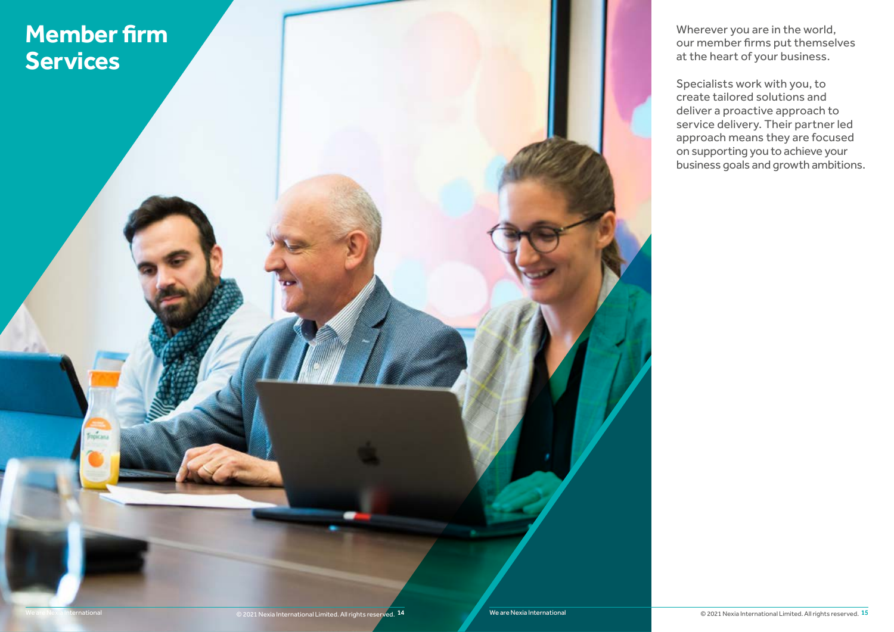# Member firm Services

Wherever you are in the world, our member firms put themselves at the heart of your business.

Specialists work with you, to create tailored solutions and deliver a proactive approach to service delivery. Their partner led approach means they are focused on supporting you to achieve your business goals and growth ambitions.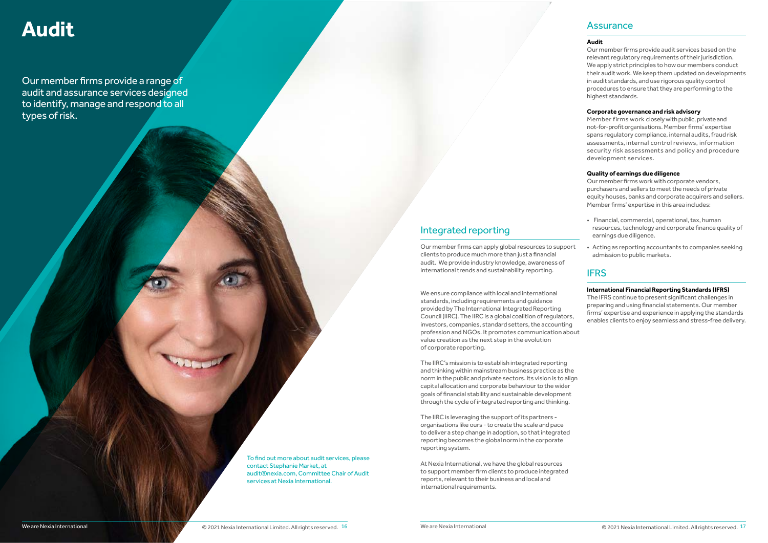# Audit

Our member firms provide a range of audit and assurance services designed to identify, manage and respond to all types of risk.

To find out more about audit services, please contact Stephanie Market, at audit@nexia.com, Committee Chair of Audit services at Nexia International.

## Integrated reporting

Our member firms can apply global resources to support clients to produce much more than just a financial audit. We provide industry knowledge, awareness of international trends and sustainability reporting.

We ensure compliance with local and international standards, including requirements and guidance provided by The International Integrated Reporting Council (IIRC). The IIRC is a global coalition of regulators, investors, companies, standard setters, the accounting profession and NGOs. It promotes communication about value creation as the next step in the evolution of corporate reporting.

The IIRC's mission is to establish integrated reporting and thinking within mainstream business practice as the norm in the public and private sectors. Its vision is to align capital allocation and corporate behaviour to the wider goals of financial stability and sustainable development through the cycle of integrated reporting and thinking.

The IIRC is leveraging the support of its partners - organisations like ours - to create the scale and pace to deliver a step change in adoption, so that integrated reporting becomes the global norm in the corporate reporting system.

At Nexia International, we have the global resources to support member firm clients to produce integrated reports, relevant to their business and local and international requirements.

## Assurance

**Audit**
Our member firms provide audit services based on the relevant regulatory requirements of their jurisdiction. We apply strict principles to how our members conduct their audit work. We keep them updated on developments in audit standards, and use rigorous quality control procedures to ensure that they are performing to the highest standards.

**Corporate governance and risk advisory**
Member firms work closely with public, private and not-for-profit organisations. Member firms' expertise spans regulatory compliance, internal audits, fraud risk assessments, internal control reviews, information security risk assessments and policy and procedure development services.

**Quality of earnings due diligence**
Our member firms work with corporate vendors, purchasers and sellers to meet the needs of private equity houses, banks and corporate acquirers and sellers. Member firms' expertise in this area includes:

- Financial, commercial, operational, tax, human resources, technology and corporate finance quality of earnings due diligence.
- Acting as reporting accountants to companies seeking admission to public markets.

## IFRS

**International Financial Reporting Standards (IFRS)**
The IFRS continue to present significant challenges in preparing and using financial statements. Our member firms' expertise and experience in applying the standards enables clients to enjoy seamless and stress-free delivery.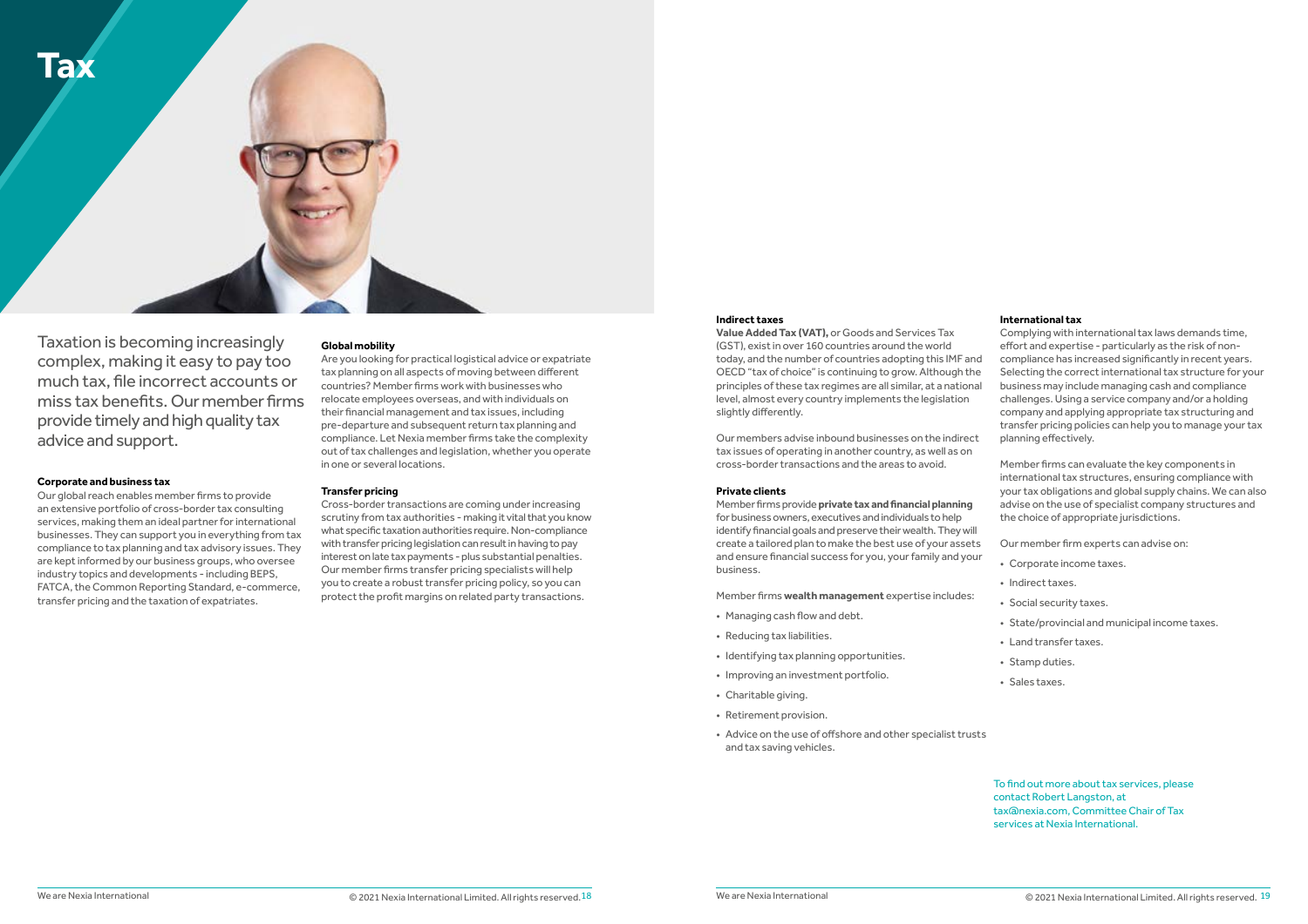# Tax

Taxation is becoming increasingly complex, making it easy to pay too much tax, file incorrect accounts or miss tax benefits. Our member firms provide timely and high quality tax advice and support.

**Corporate and business tax**

Our global reach enables member firms to provide an extensive portfolio of cross-border tax consulting services, making them an ideal partner for international businesses. They can support you in everything from tax compliance to tax planning and tax advisory issues. They are kept informed by our business groups, who oversee industry topics and developments - including BEPS, FATCA, the Common Reporting Standard, e-commerce, transfer pricing and the taxation of expatriates.

**Global mobility**

Are you looking for practical logistical advice or expatriate tax planning on all aspects of moving between different countries? Member firms work with businesses who relocate employees overseas, and with individuals on their financial management and tax issues, including pre-departure and subsequent return tax planning and compliance. Let Nexia member firms take the complexity out of tax challenges and legislation, whether you operate in one or several locations.

**Transfer pricing**

Cross-border transactions are coming under increasing scrutiny from tax authorities - making it vital that you know what specific taxation authorities require. Non-compliance with transfer pricing legislation can result in having to pay interest on late tax payments - plus substantial penalties. Our member firms transfer pricing specialists will help you to create a robust transfer pricing policy, so you can protect the profit margins on related party transactions.

**Indirect taxes**

**Value Added Tax (VAT),** or Goods and Services Tax (GST), exist in over 160 countries around the world today, and the number of countries adopting this IMF and OECD "tax of choice" is continuing to grow. Although the principles of these tax regimes are all similar, at a national level, almost every country implements the legislation slightly differently.

Our members advise inbound businesses on the indirect tax issues of operating in another country, as well as on cross-border transactions and the areas to avoid.

**Private clients**

Member firms provide **private tax and financial planning** for business owners, executives and individuals to help identify financial goals and preserve their wealth. They will create a tailored plan to make the best use of your assets and ensure financial success for you, your family and your business.

Member firms **wealth management** expertise includes:

- Managing cash flow and debt.
- Reducing tax liabilities.
- Identifying tax planning opportunities.
- Improving an investment portfolio.
- Charitable giving.
- Retirement provision.
- Advice on the use of offshore and other specialist trusts and tax saving vehicles.

**International tax**

Complying with international tax laws demands time, effort and expertise - particularly as the risk of non-compliance has increased significantly in recent years. Selecting the correct international tax structure for your business may include managing cash and compliance challenges. Using a service company and/or a holding company and applying appropriate tax structuring and transfer pricing policies can help you to manage your tax planning effectively.

Member firms can evaluate the key components in international tax structures, ensuring compliance with your tax obligations and global supply chains. We can also advise on the use of specialist company structures and the choice of appropriate jurisdictions.

Our member firm experts can advise on:

- Corporate income taxes.
- Indirect taxes.
- Social security taxes.
- State/provincial and municipal income taxes.
- Land transfer taxes.
- Stamp duties.
- Sales taxes.

To find out more about tax services, please contact Robert Langston, at tax@nexia.com, Committee Chair of Tax services at Nexia International.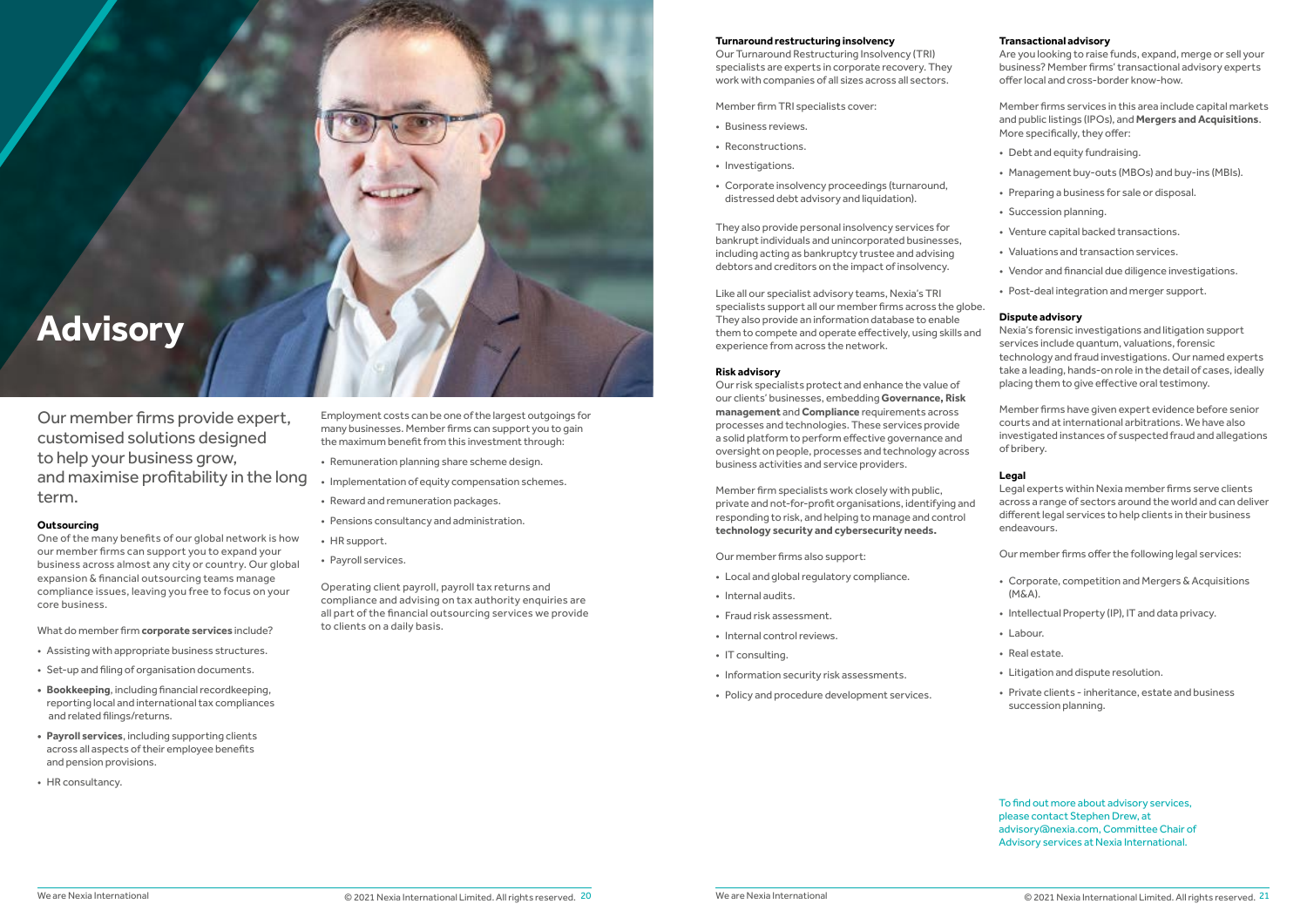# Advisory

Our member firms provide expert, customised solutions designed to help your business grow, and maximise profitability in the long term.

**Outsourcing**

One of the many benefits of our global network is how our member firms can support you to expand your business across almost any city or country. Our global expansion & financial outsourcing teams manage compliance issues, leaving you free to focus on your core business.

What do member firm **corporate services** include?

- Assisting with appropriate business structures.
- Set-up and filing of organisation documents.
- **Bookkeeping**, including financial recordkeeping, reporting local and international tax compliances and related filings/returns.
- **Payroll services**, including supporting clients across all aspects of their employee benefits and pension provisions.
- HR consultancy.

Employment costs can be one of the largest outgoings for many businesses. Member firms can support you to gain the maximum benefit from this investment through:

- Remuneration planning share scheme design.
- Implementation of equity compensation schemes.
- Reward and remuneration packages.
- Pensions consultancy and administration.
- HR support.
- Payroll services.

Operating client payroll, payroll tax returns and compliance and advising on tax authority enquiries are all part of the financial outsourcing services we provide to clients on a daily basis.

**Turnaround restructuring insolvency**

Our Turnaround Restructuring Insolvency (TRI) specialists are experts in corporate recovery. They work with companies of all sizes across all sectors.

Member firm TRI specialists cover:

- Business reviews.
- Reconstructions.
- Investigations.
- Corporate insolvency proceedings (turnaround, distressed debt advisory and liquidation).

They also provide personal insolvency services for bankrupt individuals and unincorporated businesses, including acting as bankruptcy trustee and advising debtors and creditors on the impact of insolvency.

Like all our specialist advisory teams, Nexia's TRI specialists support all our member firms across the globe. They also provide an information database to enable them to compete and operate effectively, using skills and experience from across the network.

**Risk advisory**

Our risk specialists protect and enhance the value of our clients' businesses, embedding **Governance, Risk management** and **Compliance** requirements across processes and technologies. These services provide a solid platform to perform effective governance and oversight on people, processes and technology across business activities and service providers.

Member firm specialists work closely with public, private and not-for-profit organisations, identifying and responding to risk, and helping to manage and control **technology security and cybersecurity needs.**

Our member firms also support:

- Local and global regulatory compliance.
- Internal audits.
- Fraud risk assessment.
- Internal control reviews.
- IT consulting.
- Information security risk assessments.
- Policy and procedure development services.

**Transactional advisory**

Are you looking to raise funds, expand, merge or sell your business? Member firms' transactional advisory experts offer local and cross-border know-how.

Member firms services in this area include capital markets and public listings (IPOs), and **Mergers and Acquisitions**. More specifically, they offer:

- Debt and equity fundraising.
- Management buy-outs (MBOs) and buy-ins (MBIs).
- Preparing a business for sale or disposal.
- Succession planning.
- Venture capital backed transactions.
- Valuations and transaction services.
- Vendor and financial due diligence investigations.
- Post-deal integration and merger support.

**Dispute advisory**

Nexia's forensic investigations and litigation support services include quantum, valuations, forensic technology and fraud investigations. Our named experts take a leading, hands-on role in the detail of cases, ideally placing them to give effective oral testimony.

Member firms have given expert evidence before senior courts and at international arbitrations. We have also investigated instances of suspected fraud and allegations of bribery.

**Legal**

Legal experts within Nexia member firms serve clients across a range of sectors around the world and can deliver different legal services to help clients in their business endeavours.

Our member firms offer the following legal services:

- Corporate, competition and Mergers & Acquisitions (M&A).
- Intellectual Property (IP), IT and data privacy.
- Labour.
- Real estate.
- Litigation and dispute resolution.
- Private clients - inheritance, estate and business succession planning.

To find out more about advisory services, please contact Stephen Drew, at advisory@nexia.com, Committee Chair of Advisory services at Nexia International.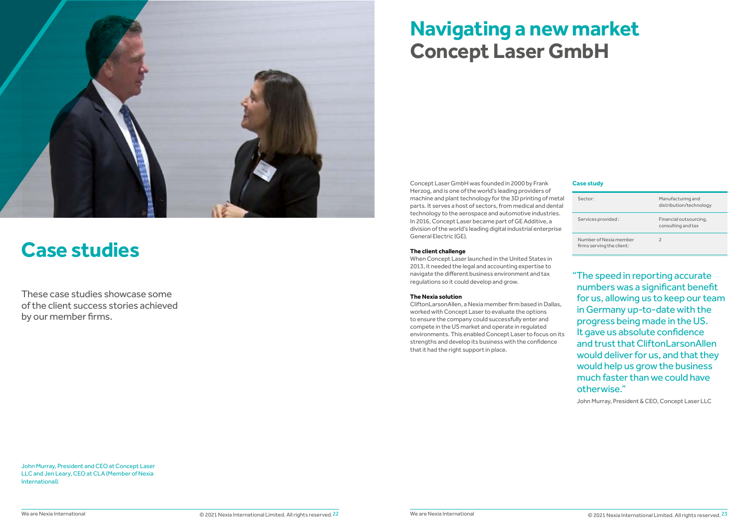# Case studies

These case studies showcase some of the client success stories achieved by our member firms.

John Murray, President and CEO at Concept Laser LLC and Jen Leary, CEO at CLA (Member of Nexia International).

# Navigating a new market
## Concept Laser GmbH

Concept Laser GmbH was founded in 2000 by Frank Herzog, and is one of the world's leading providers of machine and plant technology for the 3D printing of metal parts. It serves a host of sectors, from medical and dental technology to the aerospace and automotive industries. In 2016, Concept Laser became part of GE Additive, a division of the world's leading digital industrial enterprise General Electric (GE).

**The client challenge**

When Concept Laser launched in the United States in 2013, it needed the legal and accounting expertise to navigate the different business environment and tax regulations so it could develop and grow.

**The Nexia solution**

CliftonLarsonAllen, a Nexia member firm based in Dallas, worked with Concept Laser to evaluate the options to ensure the company could successfully enter and compete in the US market and operate in regulated environments. This enabled Concept Laser to focus on its strengths and develop its business with the confidence that it had the right support in place.

**Case study**

| | |
|---|---|
| Sector: | Manufacturing and distribution/technology |
| Services provided: | Financial outsourcing, consulting and tax |
| Number of Nexia member firms serving the client: | 2 |

"The speed in reporting accurate numbers was a significant benefit for us, allowing us to keep our team in Germany up-to-date with the progress being made in the US. It gave us absolute confidence and trust that CliftonLarsonAllen would deliver for us, and that they would help us grow the business much faster than we could have otherwise."

John Murray, President & CEO, Concept Laser LLC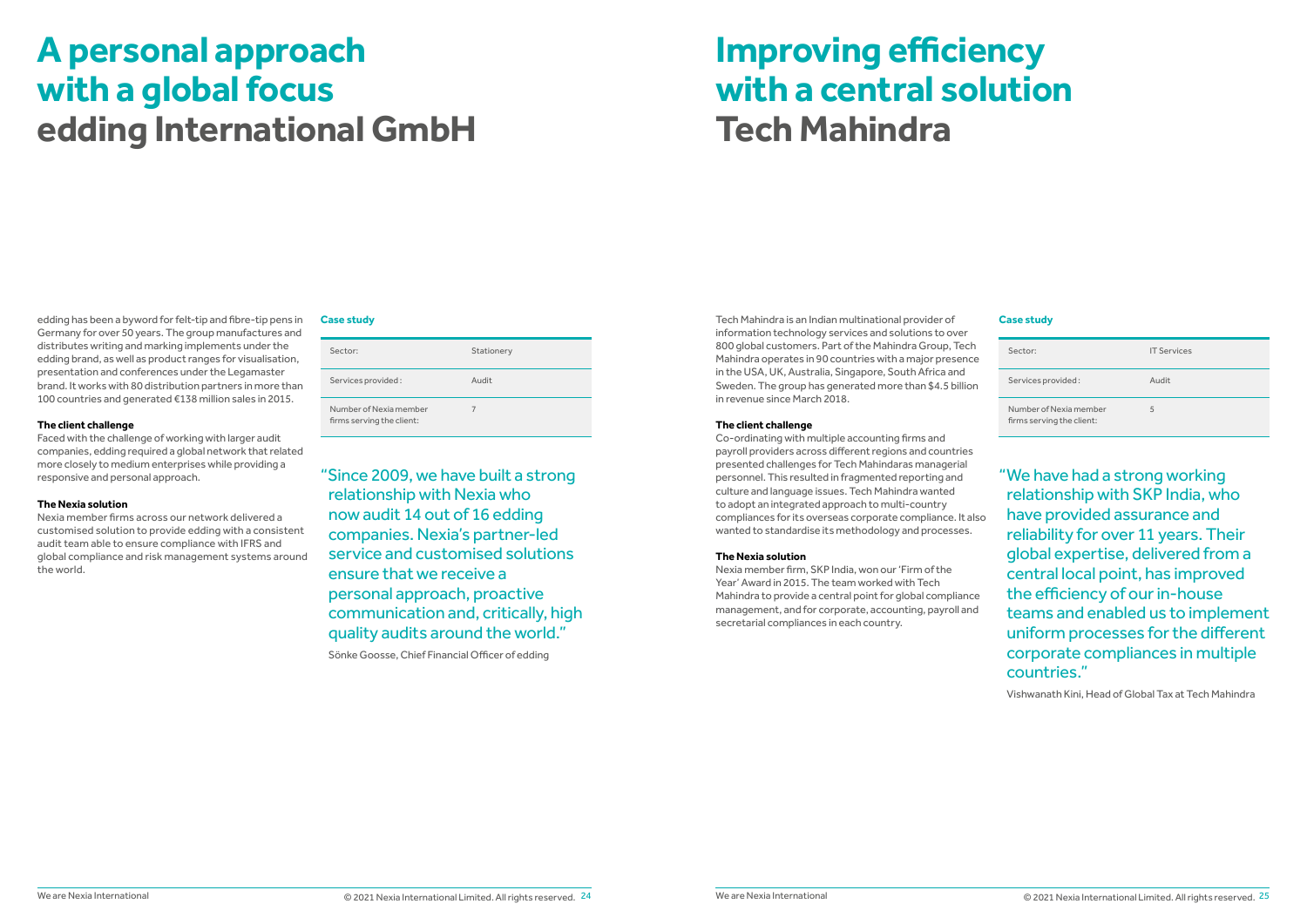# A personal approach with a global focus edding International GmbH

edding has been a byword for felt-tip and fibre-tip pens in Germany for over 50 years. The group manufactures and distributes writing and marking implements under the edding brand, as well as product ranges for visualisation, presentation and conferences under the Legamaster brand. It works with 80 distribution partners in more than 100 countries and generated €138 million sales in 2015.

**The client challenge**

Faced with the challenge of working with larger audit companies, edding required a global network that related more closely to medium enterprises while providing a responsive and personal approach.

**The Nexia solution**

Nexia member firms across our network delivered a customised solution to provide edding with a consistent audit team able to ensure compliance with IFRS and global compliance and risk management systems around the world.

**Case study**

| Sector: | Stationery |
|---|---|
| Services provided: | Audit |
| Number of Nexia member firms serving the client: | 7 |

"Since 2009, we have built a strong relationship with Nexia who now audit 14 out of 16 edding companies. Nexia's partner-led service and customised solutions ensure that we receive a personal approach, proactive communication and, critically, high quality audits around the world."

Sönke Goosse, Chief Financial Officer of edding

# Improving efficiency with a central solution Tech Mahindra

Tech Mahindra is an Indian multinational provider of information technology services and solutions to over 800 global customers. Part of the Mahindra Group, Tech Mahindra operates in 90 countries with a major presence in the USA, UK, Australia, Singapore, South Africa and Sweden. The group has generated more than $4.5 billion in revenue since March 2018.

**The client challenge**

Co-ordinating with multiple accounting firms and payroll providers across different regions and countries presented challenges for Tech Mahindaras managerial personnel. This resulted in fragmented reporting and culture and language issues. Tech Mahindra wanted to adopt an integrated approach to multi-country compliances for its overseas corporate compliance. It also wanted to standardise its methodology and processes.

**The Nexia solution**

Nexia member firm, SKP India, won our 'Firm of the Year' Award in 2015. The team worked with Tech Mahindra to provide a central point for global compliance management, and for corporate, accounting, payroll and secretarial compliances in each country.

**Case study**

| Sector: | IT Services |
|---|---|
| Services provided: | Audit |
| Number of Nexia member firms serving the client: | 5 |

"We have had a strong working relationship with SKP India, who have provided assurance and reliability for over 11 years. Their global expertise, delivered from a central local point, has improved the efficiency of our in-house teams and enabled us to implement uniform processes for the different corporate compliances in multiple countries."

Vishwanath Kini, Head of Global Tax at Tech Mahindra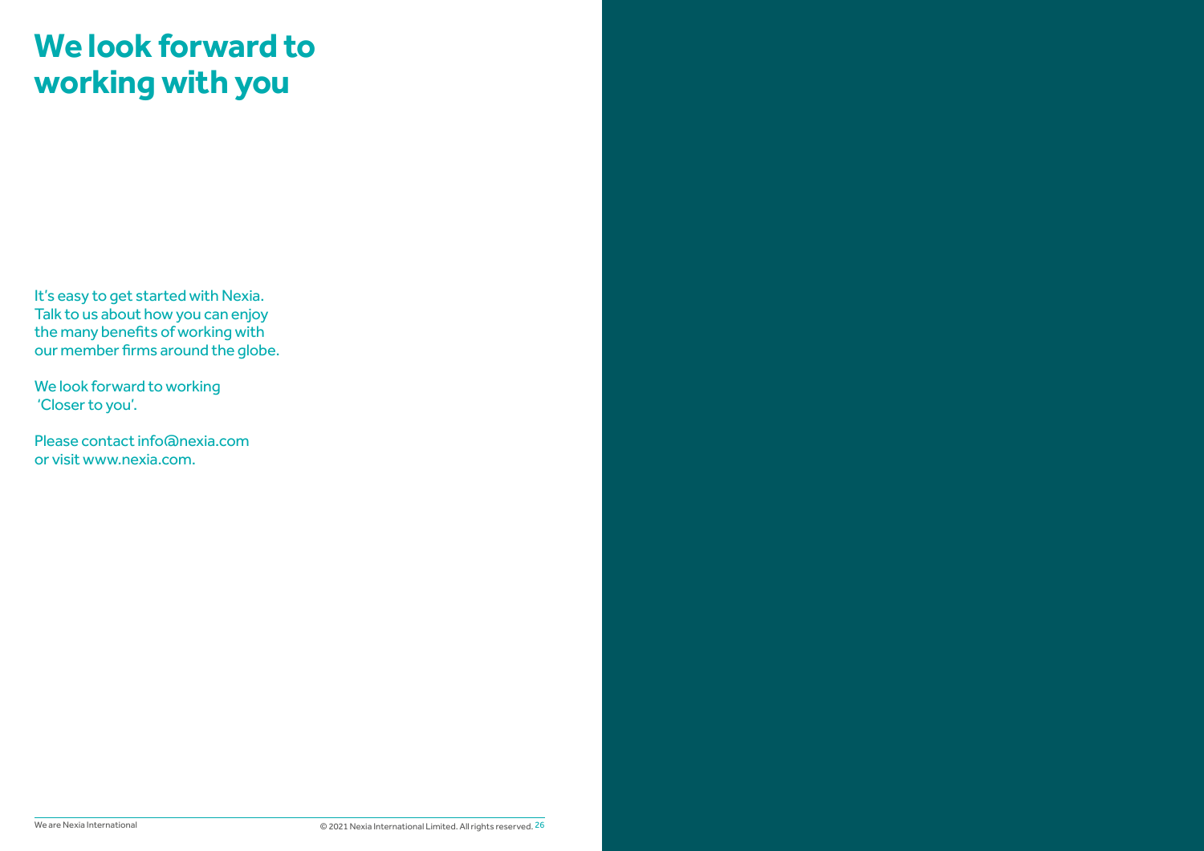# We look forward to working with you

It's easy to get started with Nexia. Talk to us about how you can enjoy the many benefits of working with our member firms around the globe.

We look forward to working 'Closer to you'.

Please contact info@nexia.com or visit www.nexia.com.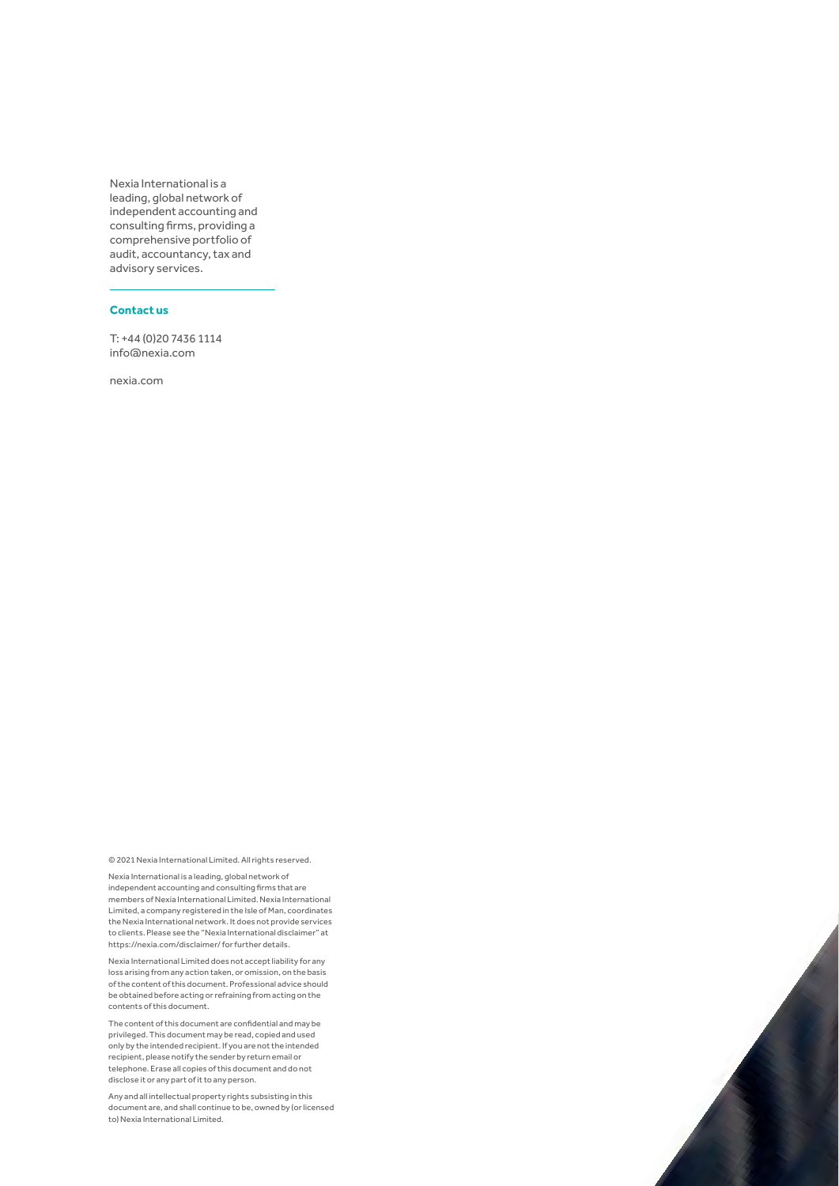Nexia International is a leading, global network of independent accounting and consulting firms, providing a comprehensive portfolio of audit, accountancy, tax and advisory services.

**Contact us**

T: +44 (0)20 7436 1114
info@nexia.com

nexia.com

© 2021 Nexia International Limited. All rights reserved.

Nexia International is a leading, global network of independent accounting and consulting firms that are members of Nexia International Limited. Nexia International Limited, a company registered in the Isle of Man, coordinates the Nexia International network. It does not provide services to clients. Please see the "Nexia International disclaimer" at https://nexia.com/disclaimer/ for further details.

Nexia International Limited does not accept liability for any loss arising from any action taken, or omission, on the basis of the content of this document. Professional advice should be obtained before acting or refraining from acting on the contents of this document.

The content of this document are confidential and may be privileged. This document may be read, copied and used only by the intended recipient. If you are not the intended recipient, please notify the sender by return email or telephone. Erase all copies of this document and do not disclose it or any part of it to any person.

Any and all intellectual property rights subsisting in this document are, and shall continue to be, owned by (or licensed to) Nexia International Limited.